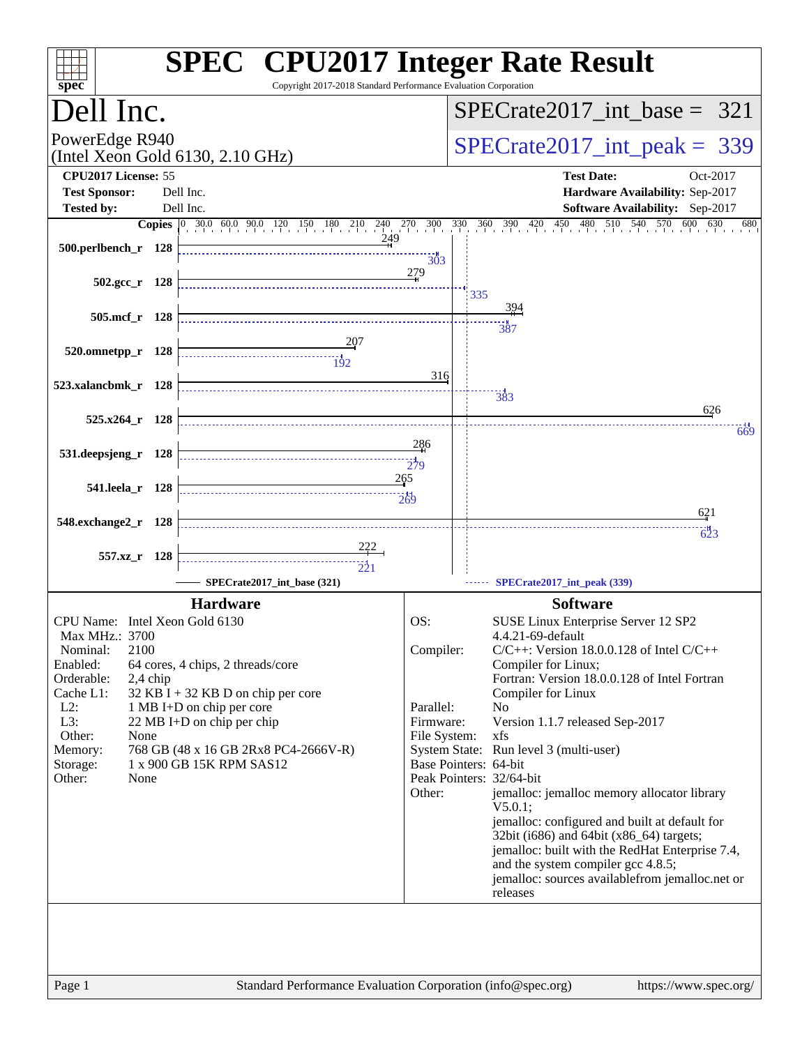# SPEC CPU2017 Integer Rate Result

Copyright 2017-2018 Standard Performance Evaluation Corporation

## Dell Inc.

PowerEdge R940
(Intel Xeon Gold 6130, 2.10 GHz)

SPECrate2017_int_base = 321

SPECrate2017_int_peak = 339

**CPU2017 License:** 55
**Test Sponsor:** Dell Inc.
**Tested by:** Dell Inc.

**Test Date:** Oct-2017
**Hardware Availability:** Sep-2017
**Software Availability:** Sep-2017

| Benchmark | Copies | Base | Peak |
|---|---|---|---|
| 500.perlbench_r | 128 | 249 | 303 |
| 502.gcc_r | 128 | 279 | 335 |
| 505.mcf_r | 128 | 394 | 387 |
| 520.omnetpp_r | 128 | 207 | 192 |
| 523.xalancbmk_r | 128 | 316 | 383 |
| 525.x264_r | 128 | 626 | 669 |
| 531.deepsjeng_r | 128 | 286 | 279 |
| 541.leela_r | 128 | 265 | 269 |
| 548.exchange2_r | 128 | 621 | 623 |
| 557.xz_r | 128 | 222 | 221 |

SPECrate2017_int_base (321) — SPECrate2017_int_peak (339)

### Hardware

| | |
|---|---|
| CPU Name: | Intel Xeon Gold 6130 |
| Max MHz.: | 3700 |
| Nominal: | 2100 |
| Enabled: | 64 cores, 4 chips, 2 threads/core |
| Orderable: | 2,4 chip |
| Cache L1: | 32 KB I + 32 KB D on chip per core |
| L2: | 1 MB I+D on chip per core |
| L3: | 22 MB I+D on chip per chip |
| Other: | None |
| Memory: | 768 GB (48 x 16 GB 2Rx8 PC4-2666V-R) |
| Storage: | 1 x 900 GB 15K RPM SAS12 |
| Other: | None |

### Software

| | |
|---|---|
| OS: | SUSE Linux Enterprise Server 12 SP2 4.4.21-69-default |
| Compiler: | C/C++: Version 18.0.0.128 of Intel C/C++ Compiler for Linux; Fortran: Version 18.0.0.128 of Intel Fortran Compiler for Linux |
| Parallel: | No |
| Firmware: | Version 1.1.7 released Sep-2017 |
| File System: | xfs |
| System State: | Run level 3 (multi-user) |
| Base Pointers: | 64-bit |
| Peak Pointers: | 32/64-bit |
| Other: | jemalloc: jemalloc memory allocator library V5.0.1; jemalloc: configured and built at default for 32bit (i686) and 64bit (x86_64) targets; jemalloc: built with the RedHat Enterprise 7.4, and the system compiler gcc 4.8.5; jemalloc: sources availablefrom jemalloc.net or releases |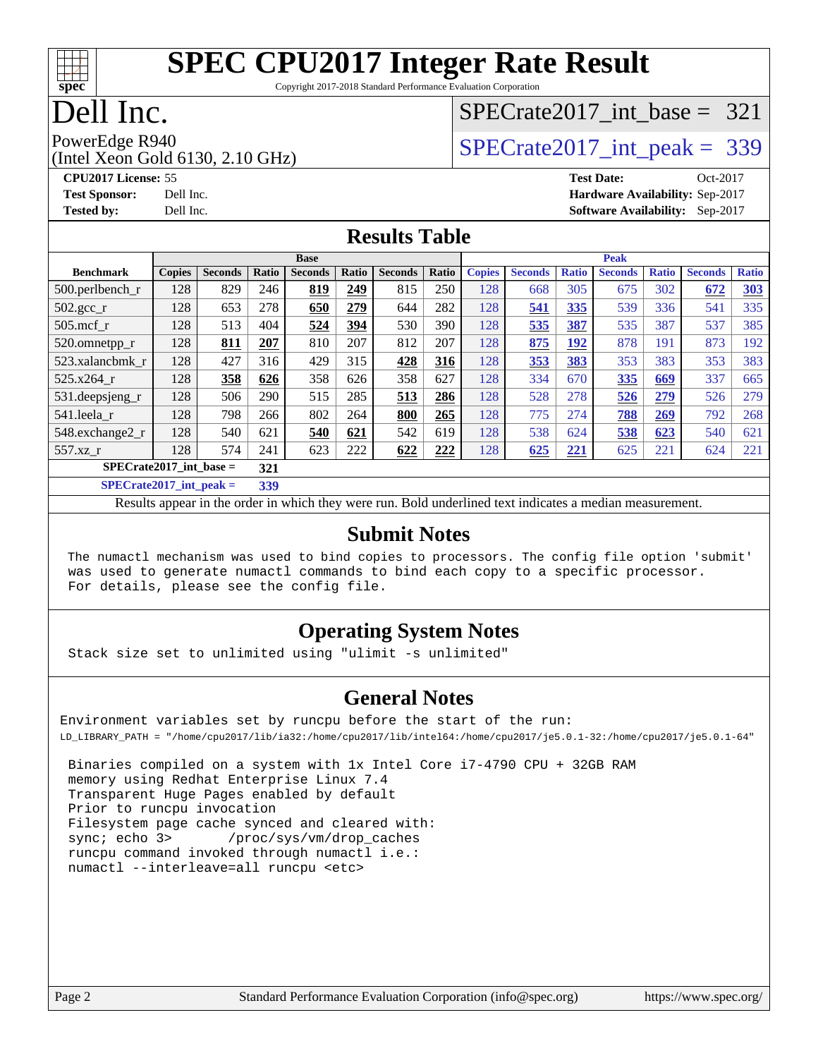# SPEC CPU2017 Integer Rate Result

Copyright 2017-2018 Standard Performance Evaluation Corporation

# Dell Inc.

PowerEdge R940
(Intel Xeon Gold 6130, 2.10 GHz)

SPECrate2017_int_base = 321

SPECrate2017_int_peak = 339

**CPU2017 License:** 55
**Test Sponsor:** Dell Inc.
**Tested by:** Dell Inc.

**Test Date:** Oct-2017
**Hardware Availability:** Sep-2017
**Software Availability:** Sep-2017

## Results Table

| Benchmark | Base | | | | | | | Peak | | | | | | |
|---|---|---|---|---|---|---|---|---|---|---|---|---|---|---|
| | Copies | Seconds | Ratio | Seconds | Ratio | Seconds | Ratio | Copies | Seconds | Ratio | Seconds | Ratio | Seconds | Ratio |
| 500.perlbench_r | 128 | 829 | 246 | **819** | **249** | 815 | 250 | 128 | 668 | 305 | 675 | 302 | **672** | **303** |
| 502.gcc_r | 128 | 653 | 278 | **650** | **279** | 644 | 282 | 128 | **541** | **335** | 539 | 336 | 541 | 335 |
| 505.mcf_r | 128 | 513 | 404 | **524** | **394** | 530 | 390 | 128 | **535** | **387** | 535 | 387 | 537 | 385 |
| 520.omnetpp_r | 128 | **811** | **207** | 810 | 207 | 812 | 207 | 128 | **875** | **192** | 878 | 191 | 873 | 192 |
| 523.xalancbmk_r | 128 | 427 | 316 | 429 | 315 | **428** | **316** | 128 | **353** | **383** | 353 | 383 | 353 | 383 |
| 525.x264_r | 128 | **358** | **626** | 358 | 626 | 358 | 627 | 128 | 334 | 670 | **335** | **669** | 337 | 665 |
| 531.deepsjeng_r | 128 | 506 | 290 | 515 | 285 | **513** | **286** | 128 | 528 | 278 | **526** | **279** | 526 | 279 |
| 541.leela_r | 128 | 798 | 266 | 802 | 264 | **800** | **265** | 128 | 775 | 274 | **788** | **269** | 792 | 268 |
| 548.exchange2_r | 128 | 540 | 621 | **540** | **621** | 542 | 619 | 128 | 538 | 624 | **538** | **623** | 540 | 621 |
| 557.xz_r | 128 | 574 | 241 | 623 | 222 | **622** | **222** | 128 | **625** | **221** | 625 | 221 | 624 | 221 |

**SPECrate2017_int_base = 321**

**SPECrate2017_int_peak = 339**

Results appear in the order in which they were run. Bold underlined text indicates a median measurement.

## Submit Notes

```
The numactl mechanism was used to bind copies to processors. The config file option 'submit'
was used to generate numactl commands to bind each copy to a specific processor.
For details, please see the config file.
```

## Operating System Notes

```
Stack size set to unlimited using "ulimit -s unlimited"
```

## General Notes

```
Environment variables set by runcpu before the start of the run:
LD_LIBRARY_PATH = "/home/cpu2017/lib/ia32:/home/cpu2017/lib/intel64:/home/cpu2017/je5.0.1-32:/home/cpu2017/je5.0.1-64"

 Binaries compiled on a system with 1x Intel Core i7-4790 CPU + 32GB RAM
 memory using Redhat Enterprise Linux 7.4
 Transparent Huge Pages enabled by default
 Prior to runcpu invocation
 Filesystem page cache synced and cleared with:
 sync; echo 3>       /proc/sys/vm/drop_caches
 runcpu command invoked through numactl i.e.:
 numactl --interleave=all runcpu <etc>
```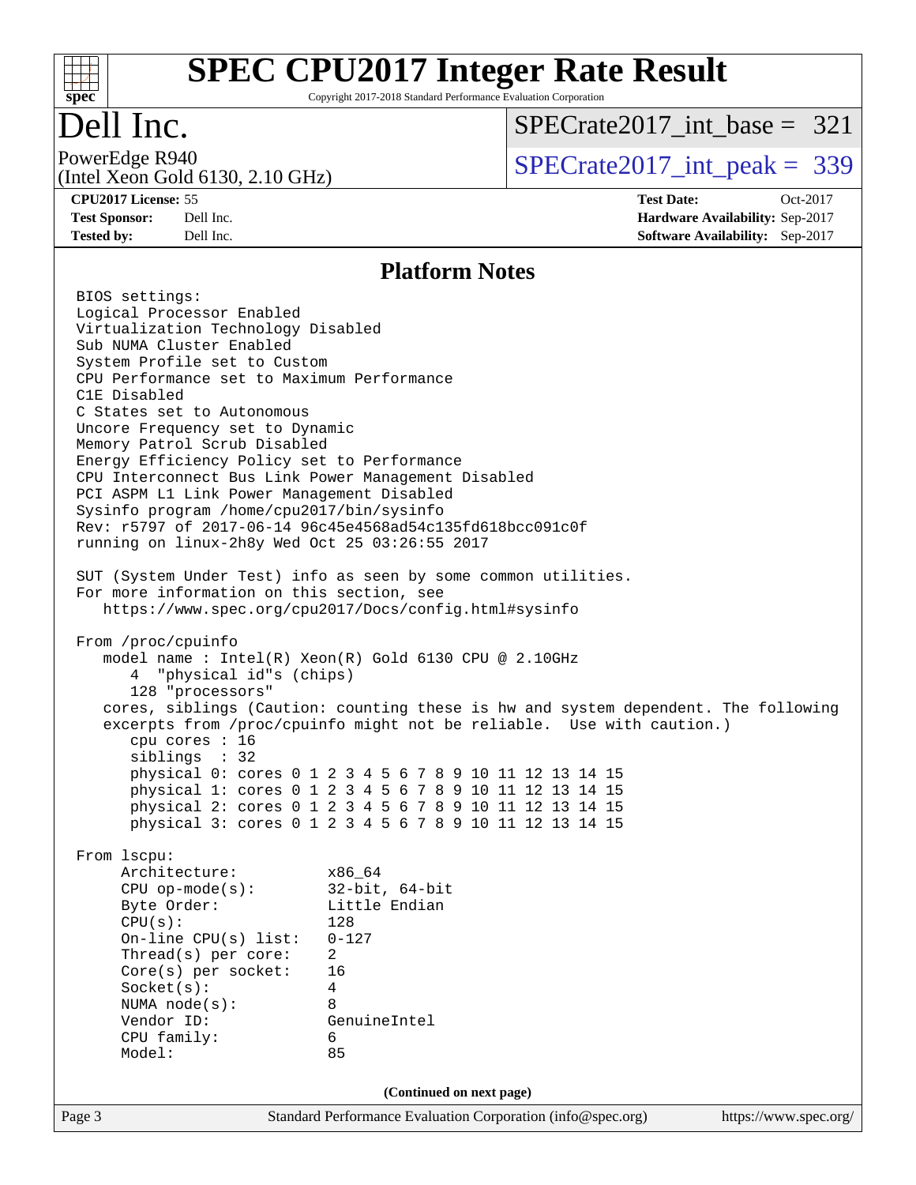# SPEC CPU2017 Integer Rate Result

Copyright 2017-2018 Standard Performance Evaluation Corporation

## Dell Inc.

PowerEdge R940
(Intel Xeon Gold 6130, 2.10 GHz)

SPECrate2017_int_base = 321

SPECrate2017_int_peak = 339

**CPU2017 License:** 55
**Test Sponsor:** Dell Inc.
**Tested by:** Dell Inc.

**Test Date:** Oct-2017
**Hardware Availability:** Sep-2017
**Software Availability:** Sep-2017

### Platform Notes

```
BIOS settings:
Logical Processor Enabled
Virtualization Technology Disabled
Sub NUMA Cluster Enabled
System Profile set to Custom
CPU Performance set to Maximum Performance
C1E Disabled
C States set to Autonomous
Uncore Frequency set to Dynamic
Memory Patrol Scrub Disabled
Energy Efficiency Policy set to Performance
CPU Interconnect Bus Link Power Management Disabled
PCI ASPM L1 Link Power Management Disabled
Sysinfo program /home/cpu2017/bin/sysinfo
Rev: r5797 of 2017-06-14 96c45e4568ad54c135fd618bcc091c0f
running on linux-2h8y Wed Oct 25 03:26:55 2017

SUT (System Under Test) info as seen by some common utilities.
For more information on this section, see
   https://www.spec.org/cpu2017/Docs/config.html#sysinfo

From /proc/cpuinfo
   model name : Intel(R) Xeon(R) Gold 6130 CPU @ 2.10GHz
      4  "physical id"s (chips)
      128 "processors"
   cores, siblings (Caution: counting these is hw and system dependent. The following
   excerpts from /proc/cpuinfo might not be reliable.  Use with caution.)
      cpu cores : 16
      siblings  : 32
      physical 0: cores 0 1 2 3 4 5 6 7 8 9 10 11 12 13 14 15
      physical 1: cores 0 1 2 3 4 5 6 7 8 9 10 11 12 13 14 15
      physical 2: cores 0 1 2 3 4 5 6 7 8 9 10 11 12 13 14 15
      physical 3: cores 0 1 2 3 4 5 6 7 8 9 10 11 12 13 14 15

From lscpu:
     Architecture:          x86_64
     CPU op-mode(s):        32-bit, 64-bit
     Byte Order:            Little Endian
     CPU(s):                128
     On-line CPU(s) list:   0-127
     Thread(s) per core:    2
     Core(s) per socket:    16
     Socket(s):             4
     NUMA node(s):          8
     Vendor ID:             GenuineIntel
     CPU family:            6
     Model:                 85
```

(Continued on next page)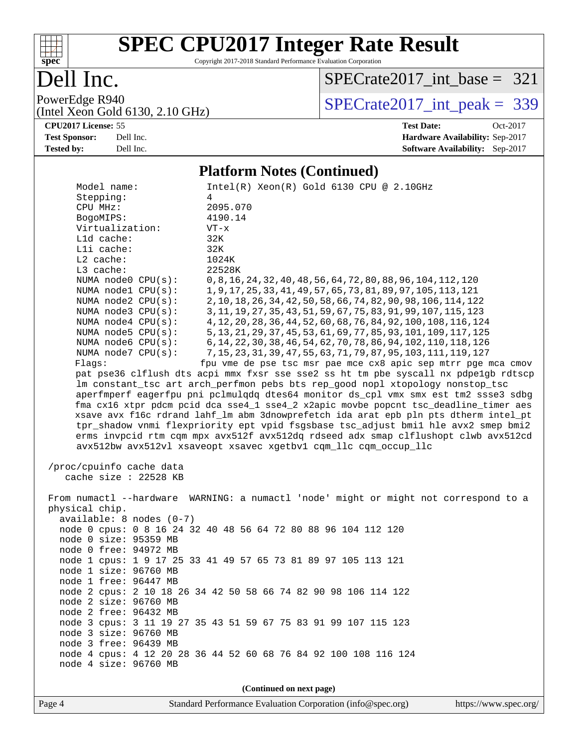# SPEC CPU2017 Integer Rate Result

Copyright 2017-2018 Standard Performance Evaluation Corporation

## Dell Inc.

PowerEdge R940
(Intel Xeon Gold 6130, 2.10 GHz)

SPECrate2017_int_base = 321

SPECrate2017_int_peak = 339

**CPU2017 License:** 55
**Test Sponsor:** Dell Inc.
**Tested by:** Dell Inc.

**Test Date:** Oct-2017
**Hardware Availability:** Sep-2017
**Software Availability:** Sep-2017

### Platform Notes (Continued)

```
     Model name:            Intel(R) Xeon(R) Gold 6130 CPU @ 2.10GHz
     Stepping:              4
     CPU MHz:               2095.070
     BogoMIPS:              4190.14
     Virtualization:        VT-x
     L1d cache:             32K
     L1i cache:             32K
     L2 cache:              1024K
     L3 cache:              22528K
     NUMA node0 CPU(s):     0,8,16,24,32,40,48,56,64,72,80,88,96,104,112,120
     NUMA node1 CPU(s):     1,9,17,25,33,41,49,57,65,73,81,89,97,105,113,121
     NUMA node2 CPU(s):     2,10,18,26,34,42,50,58,66,74,82,90,98,106,114,122
     NUMA node3 CPU(s):     3,11,19,27,35,43,51,59,67,75,83,91,99,107,115,123
     NUMA node4 CPU(s):     4,12,20,28,36,44,52,60,68,76,84,92,100,108,116,124
     NUMA node5 CPU(s):     5,13,21,29,37,45,53,61,69,77,85,93,101,109,117,125
     NUMA node6 CPU(s):     6,14,22,30,38,46,54,62,70,78,86,94,102,110,118,126
     NUMA node7 CPU(s):     7,15,23,31,39,47,55,63,71,79,87,95,103,111,119,127
     Flags:                fpu vme de pse tsc msr pae mce cx8 apic sep mtrr pge mca cmov
     pat pse36 clflush dts acpi mmx fxsr sse sse2 ss ht tm pbe syscall nx pdpe1gb rdtscp
     lm constant_tsc art arch_perfmon pebs bts rep_good nopl xtopology nonstop_tsc
     aperfmperf eagerfpu pni pclmulqdq dtes64 monitor ds_cpl vmx smx est tm2 ssse3 sdbg
     fma cx16 xtpr pdcm pcid dca sse4_1 sse4_2 x2apic movbe popcnt tsc_deadline_timer aes
     xsave avx f16c rdrand lahf_lm abm 3dnowprefetch ida arat epb pln pts dtherm intel_pt
     tpr_shadow vnmi flexpriority ept vpid fsgsbase tsc_adjust bmi1 hle avx2 smep bmi2
     erms invpcid rtm cqm mpx avx512f avx512dq rdseed adx smap clflushopt clwb avx512cd
     avx512bw avx512vl xsaveopt xsavec xgetbv1 cqm_llc cqm_occup_llc

 /proc/cpuinfo cache data
    cache size : 22528 KB

 From numactl --hardware  WARNING: a numactl 'node' might or might not correspond to a
 physical chip.
   available: 8 nodes (0-7)
   node 0 cpus: 0 8 16 24 32 40 48 56 64 72 80 88 96 104 112 120
   node 0 size: 95359 MB
   node 0 free: 94972 MB
   node 1 cpus: 1 9 17 25 33 41 49 57 65 73 81 89 97 105 113 121
   node 1 size: 96760 MB
   node 1 free: 96447 MB
   node 2 cpus: 2 10 18 26 34 42 50 58 66 74 82 90 98 106 114 122
   node 2 size: 96760 MB
   node 2 free: 96432 MB
   node 3 cpus: 3 11 19 27 35 43 51 59 67 75 83 91 99 107 115 123
   node 3 size: 96760 MB
   node 3 free: 96439 MB
   node 4 cpus: 4 12 20 28 36 44 52 60 68 76 84 92 100 108 116 124
   node 4 size: 96760 MB
```

(Continued on next page)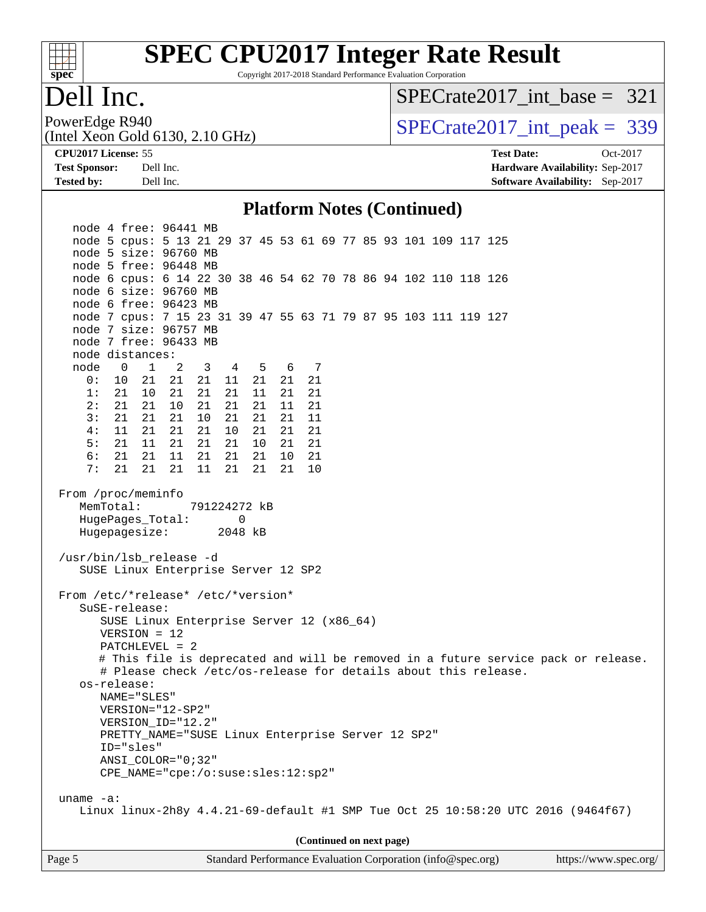## Platform Notes (Continued)

```
node 4 free: 96441 MB
node 5 cpus: 5 13 21 29 37 45 53 61 69 77 85 93 101 109 117 125
node 5 size: 96760 MB
node 5 free: 96448 MB
node 6 cpus: 6 14 22 30 38 46 54 62 70 78 86 94 102 110 118 126
node 6 size: 96760 MB
node 6 free: 96423 MB
node 7 cpus: 7 15 23 31 39 47 55 63 71 79 87 95 103 111 119 127
node 7 size: 96757 MB
node 7 free: 96433 MB
node distances:
node   0   1   2   3   4   5   6   7
  0:  10  21  21  21  11  21  21  21
  1:  21  10  21  21  21  11  21  21
  2:  21  21  10  21  21  21  11  21
  3:  21  21  21  10  21  21  21  11
  4:  11  21  21  21  10  21  21  21
  5:  21  11  21  21  21  10  21  21
  6:  21  21  11  21  21  21  10  21
  7:  21  21  21  11  21  21  21  10

From /proc/meminfo
   MemTotal:       791224272 kB
   HugePages_Total:       0
   Hugepagesize:       2048 kB

/usr/bin/lsb_release -d
   SUSE Linux Enterprise Server 12 SP2

From /etc/*release* /etc/*version*
   SuSE-release:
      SUSE Linux Enterprise Server 12 (x86_64)
      VERSION = 12
      PATCHLEVEL = 2
      # This file is deprecated and will be removed in a future service pack or release.
      # Please check /etc/os-release for details about this release.
   os-release:
      NAME="SLES"
      VERSION="12-SP2"
      VERSION_ID="12.2"
      PRETTY_NAME="SUSE Linux Enterprise Server 12 SP2"
      ID="sles"
      ANSI_COLOR="0;32"
      CPE_NAME="cpe:/o:suse:sles:12:sp2"

uname -a:
   Linux linux-2h8y 4.4.21-69-default #1 SMP Tue Oct 25 10:58:20 UTC 2016 (9464f67)
```

(Continued on next page)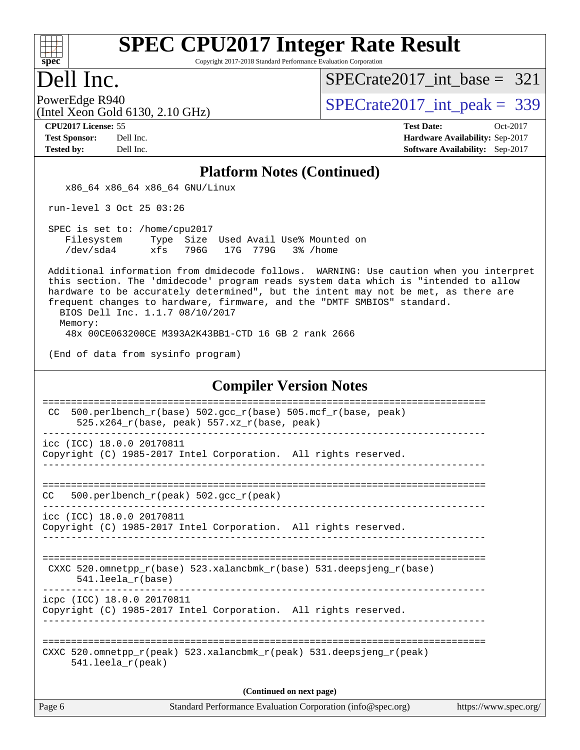# SPEC CPU2017 Integer Rate Result

Copyright 2017-2018 Standard Performance Evaluation Corporation

## Dell Inc.

PowerEdge R940
(Intel Xeon Gold 6130, 2.10 GHz)

SPECrate2017_int_base = 321

SPECrate2017_int_peak = 339

**CPU2017 License:** 55
**Test Sponsor:** Dell Inc.
**Tested by:** Dell Inc.

**Test Date:** Oct-2017
**Hardware Availability:** Sep-2017
**Software Availability:** Sep-2017

### Platform Notes (Continued)

```
    x86_64 x86_64 x86_64 GNU/Linux

 run-level 3 Oct 25 03:26

 SPEC is set to: /home/cpu2017
    Filesystem     Type  Size  Used Avail Use% Mounted on
    /dev/sda4      xfs   796G   17G  779G   3% /home

 Additional information from dmidecode follows.  WARNING: Use caution when you interpret
 this section. The 'dmidecode' program reads system data which is "intended to allow
 hardware to be accurately determined", but the intent may not be met, as there are
 frequent changes to hardware, firmware, and the "DMTF SMBIOS" standard.
   BIOS Dell Inc. 1.1.7 08/10/2017
   Memory:
     48x 00CE063200CE M393A2K43BB1-CTD 16 GB 2 rank 2666

 (End of data from sysinfo program)
```

### Compiler Version Notes

```
==============================================================================
 CC  500.perlbench_r(base) 502.gcc_r(base) 505.mcf_r(base, peak)
      525.x264_r(base, peak) 557.xz_r(base, peak)
------------------------------------------------------------------------------
icc (ICC) 18.0.0 20170811
Copyright (C) 1985-2017 Intel Corporation.  All rights reserved.
------------------------------------------------------------------------------

==============================================================================
CC   500.perlbench_r(peak) 502.gcc_r(peak)
------------------------------------------------------------------------------
icc (ICC) 18.0.0 20170811
Copyright (C) 1985-2017 Intel Corporation.  All rights reserved.
------------------------------------------------------------------------------

==============================================================================
 CXXC 520.omnetpp_r(base) 523.xalancbmk_r(base) 531.deepsjeng_r(base)
      541.leela_r(base)
------------------------------------------------------------------------------
icpc (ICC) 18.0.0 20170811
Copyright (C) 1985-2017 Intel Corporation.  All rights reserved.
------------------------------------------------------------------------------

==============================================================================
CXXC 520.omnetpp_r(peak) 523.xalancbmk_r(peak) 531.deepsjeng_r(peak)
     541.leela_r(peak)
```

(Continued on next page)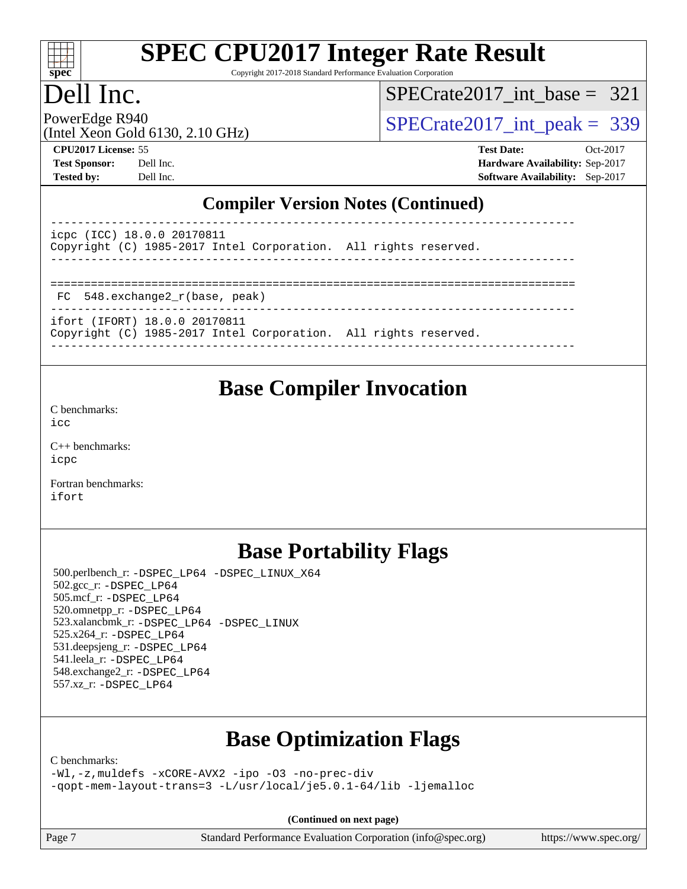# Dell Inc.

PowerEdge R940
(Intel Xeon Gold 6130, 2.10 GHz)

SPECrate2017_int_base = 321

SPECrate2017_int_peak = 339

**CPU2017 License:** 55
**Test Sponsor:** Dell Inc.
**Tested by:** Dell Inc.

**Test Date:** Oct-2017
**Hardware Availability:** Sep-2017
**Software Availability:** Sep-2017

## Compiler Version Notes (Continued)

```
------------------------------------------------------------------------------
icpc (ICC) 18.0.0 20170811
Copyright (C) 1985-2017 Intel Corporation.  All rights reserved.
------------------------------------------------------------------------------

==============================================================================
 FC  548.exchange2_r(base, peak)
------------------------------------------------------------------------------
ifort (IFORT) 18.0.0 20170811
Copyright (C) 1985-2017 Intel Corporation.  All rights reserved.
------------------------------------------------------------------------------
```

## Base Compiler Invocation

C benchmarks:
icc

C++ benchmarks:
icpc

Fortran benchmarks:
ifort

## Base Portability Flags

500.perlbench_r: -DSPEC_LP64 -DSPEC_LINUX_X64
502.gcc_r: -DSPEC_LP64
505.mcf_r: -DSPEC_LP64
520.omnetpp_r: -DSPEC_LP64
523.xalancbmk_r: -DSPEC_LP64 -DSPEC_LINUX
525.x264_r: -DSPEC_LP64
531.deepsjeng_r: -DSPEC_LP64
541.leela_r: -DSPEC_LP64
548.exchange2_r: -DSPEC_LP64
557.xz_r: -DSPEC_LP64

## Base Optimization Flags

C benchmarks:
-Wl,-z,muldefs -xCORE-AVX2 -ipo -O3 -no-prec-div
-qopt-mem-layout-trans=3 -L/usr/local/je5.0.1-64/lib -ljemalloc

**(Continued on next page)**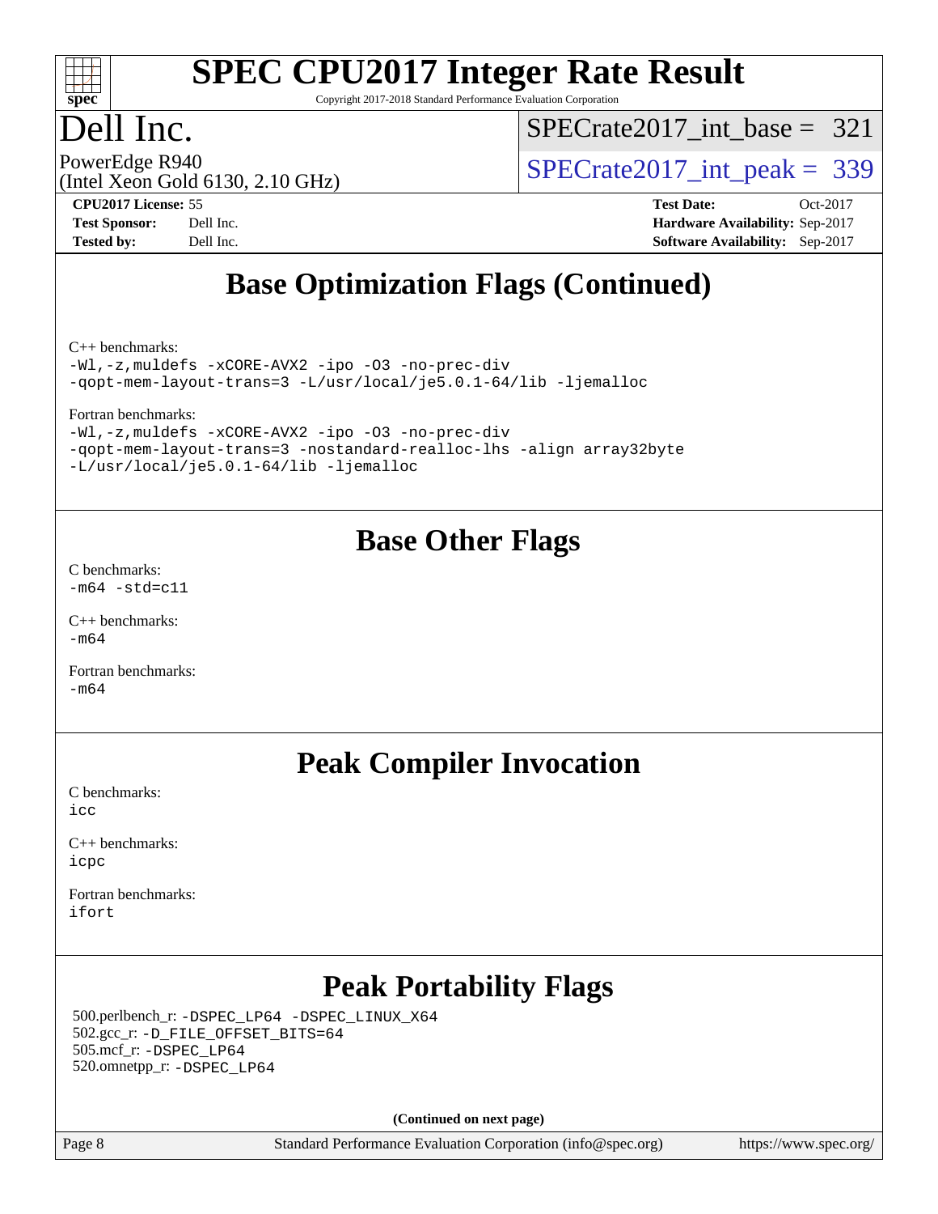## Base Optimization Flags (Continued)

C++ benchmarks:
```
-Wl,-z,muldefs -xCORE-AVX2 -ipo -O3 -no-prec-div
-qopt-mem-layout-trans=3 -L/usr/local/je5.0.1-64/lib -ljemalloc
```

Fortran benchmarks:
```
-Wl,-z,muldefs -xCORE-AVX2 -ipo -O3 -no-prec-div
-qopt-mem-layout-trans=3 -nostandard-realloc-lhs -align array32byte
-L/usr/local/je5.0.1-64/lib -ljemalloc
```

## Base Other Flags

C benchmarks:
```
-m64 -std=c11
```

C++ benchmarks:
```
-m64
```

Fortran benchmarks:
```
-m64
```

## Peak Compiler Invocation

C benchmarks:
```
icc
```

C++ benchmarks:
```
icpc
```

Fortran benchmarks:
```
ifort
```

## Peak Portability Flags

500.perlbench_r: -DSPEC_LP64 -DSPEC_LINUX_X64
502.gcc_r: -D_FILE_OFFSET_BITS=64
505.mcf_r: -DSPEC_LP64
520.omnetpp_r: -DSPEC_LP64

**(Continued on next page)**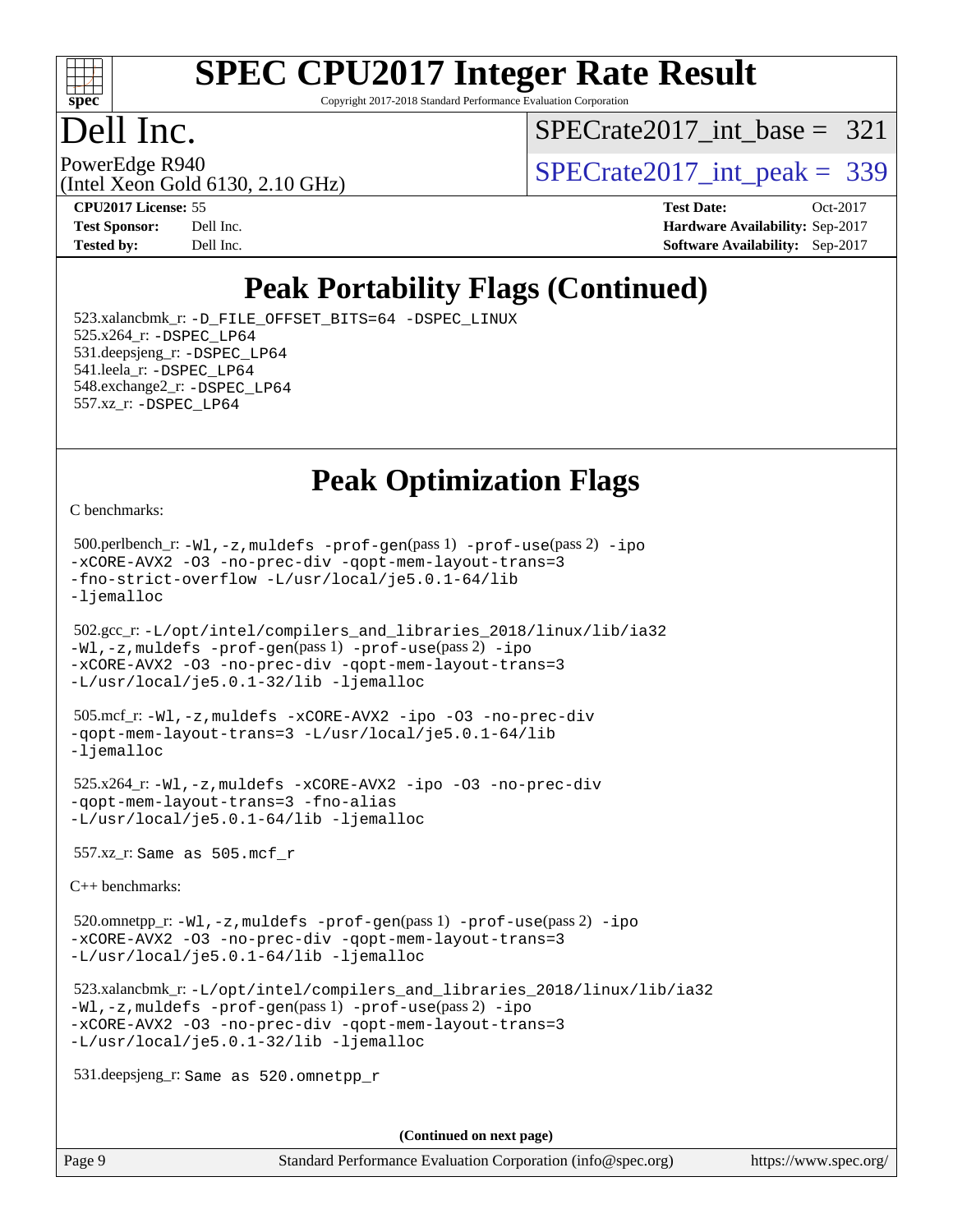# Peak Portability Flags (Continued)

523.xalancbmk_r: -D_FILE_OFFSET_BITS=64 -DSPEC_LINUX
525.x264_r: -DSPEC_LP64
531.deepsjeng_r: -DSPEC_LP64
541.leela_r: -DSPEC_LP64
548.exchange2_r: -DSPEC_LP64
557.xz_r: -DSPEC_LP64

# Peak Optimization Flags

C benchmarks:

500.perlbench_r: -Wl,-z,muldefs -prof-gen(pass 1) -prof-use(pass 2) -ipo -xCORE-AVX2 -O3 -no-prec-div -qopt-mem-layout-trans=3 -fno-strict-overflow -L/usr/local/je5.0.1-64/lib -ljemalloc

502.gcc_r: -L/opt/intel/compilers_and_libraries_2018/linux/lib/ia32 -Wl,-z,muldefs -prof-gen(pass 1) -prof-use(pass 2) -ipo -xCORE-AVX2 -O3 -no-prec-div -qopt-mem-layout-trans=3 -L/usr/local/je5.0.1-32/lib -ljemalloc

505.mcf_r: -Wl,-z,muldefs -xCORE-AVX2 -ipo -O3 -no-prec-div -qopt-mem-layout-trans=3 -L/usr/local/je5.0.1-64/lib -ljemalloc

525.x264_r: -Wl,-z,muldefs -xCORE-AVX2 -ipo -O3 -no-prec-div -qopt-mem-layout-trans=3 -fno-alias -L/usr/local/je5.0.1-64/lib -ljemalloc

557.xz_r: Same as 505.mcf_r

C++ benchmarks:

520.omnetpp_r: -Wl,-z,muldefs -prof-gen(pass 1) -prof-use(pass 2) -ipo -xCORE-AVX2 -O3 -no-prec-div -qopt-mem-layout-trans=3 -L/usr/local/je5.0.1-64/lib -ljemalloc

523.xalancbmk_r: -L/opt/intel/compilers_and_libraries_2018/linux/lib/ia32 -Wl,-z,muldefs -prof-gen(pass 1) -prof-use(pass 2) -ipo -xCORE-AVX2 -O3 -no-prec-div -qopt-mem-layout-trans=3 -L/usr/local/je5.0.1-32/lib -ljemalloc

531.deepsjeng_r: Same as 520.omnetpp_r

(Continued on next page)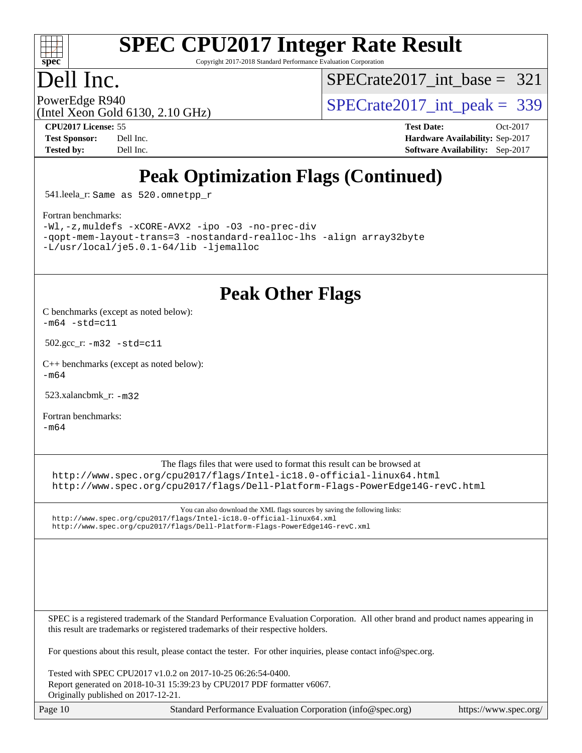# Peak Optimization Flags (Continued)

541.leela_r: Same as 520.omnetpp_r

Fortran benchmarks:

```
-Wl,-z,muldefs -xCORE-AVX2 -ipo -O3 -no-prec-div
-qopt-mem-layout-trans=3 -nostandard-realloc-lhs -align array32byte
-L/usr/local/je5.0.1-64/lib -ljemalloc
```

# Peak Other Flags

C benchmarks (except as noted below):

```
-m64 -std=c11
```

502.gcc_r: `-m32 -std=c11`

C++ benchmarks (except as noted below):

```
-m64
```

523.xalancbmk_r: `-m32`

Fortran benchmarks:

```
-m64
```

The flags files that were used to format this result can be browsed at

http://www.spec.org/cpu2017/flags/Intel-ic18.0-official-linux64.html
http://www.spec.org/cpu2017/flags/Dell-Platform-Flags-PowerEdge14G-revC.html

You can also download the XML flags sources by saving the following links:

http://www.spec.org/cpu2017/flags/Intel-ic18.0-official-linux64.xml
http://www.spec.org/cpu2017/flags/Dell-Platform-Flags-PowerEdge14G-revC.xml

SPEC is a registered trademark of the Standard Performance Evaluation Corporation. All other brand and product names appearing in this result are trademarks or registered trademarks of their respective holders.

For questions about this result, please contact the tester. For other inquiries, please contact info@spec.org.

Tested with SPEC CPU2017 v1.0.2 on 2017-10-25 06:26:54-0400.
Report generated on 2018-10-31 15:39:23 by CPU2017 PDF formatter v6067.
Originally published on 2017-12-21.